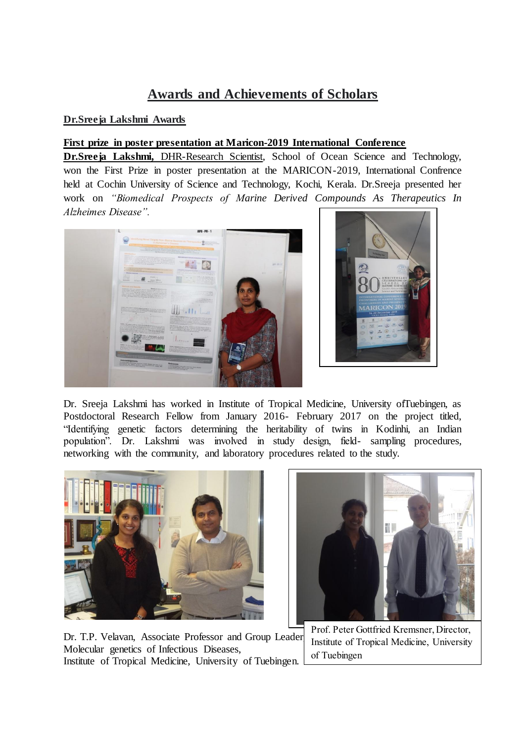# Awards and Achievements of Scholars

**Dr.Sreeja Lakshmi Awards**

**First prize in poster presentation at Maricon-2019 International Conference**

**Dr.Sreeja Lakshmi,** DHR-Research Scientist, School of Ocean Science and Technology, won the First Prize in poster presentation at the MARICON-2019, International Confrence held at Cochin University of Science and Technology, Kochi, Kerala. Dr.Sreeja presented her work on *"Biomedical Prospects of Marine Derived Compounds As Therapeutics In Alzheimes Disease".*

Dr. Sreeja Lakshmi has worked in Institute of Tropical Medicine, University ofTuebingen, as Postdoctoral Research Fellow from January 2016- February 2017 on the project titled, "Identifying genetic factors determining the heritability of twins in Kodinhi, an Indian population". Dr. Lakshmi was involved in study design, field- sampling procedures, networking with the community, and laboratory procedures related to the study.

Dr. T.P. Velavan, Associate Professor and Group Leader Molecular genetics of Infectious Diseases, Institute of Tropical Medicine, University of Tuebingen.

Prof. Peter Gottfried Kremsner, Director, Institute of Tropical Medicine, University of Tuebingen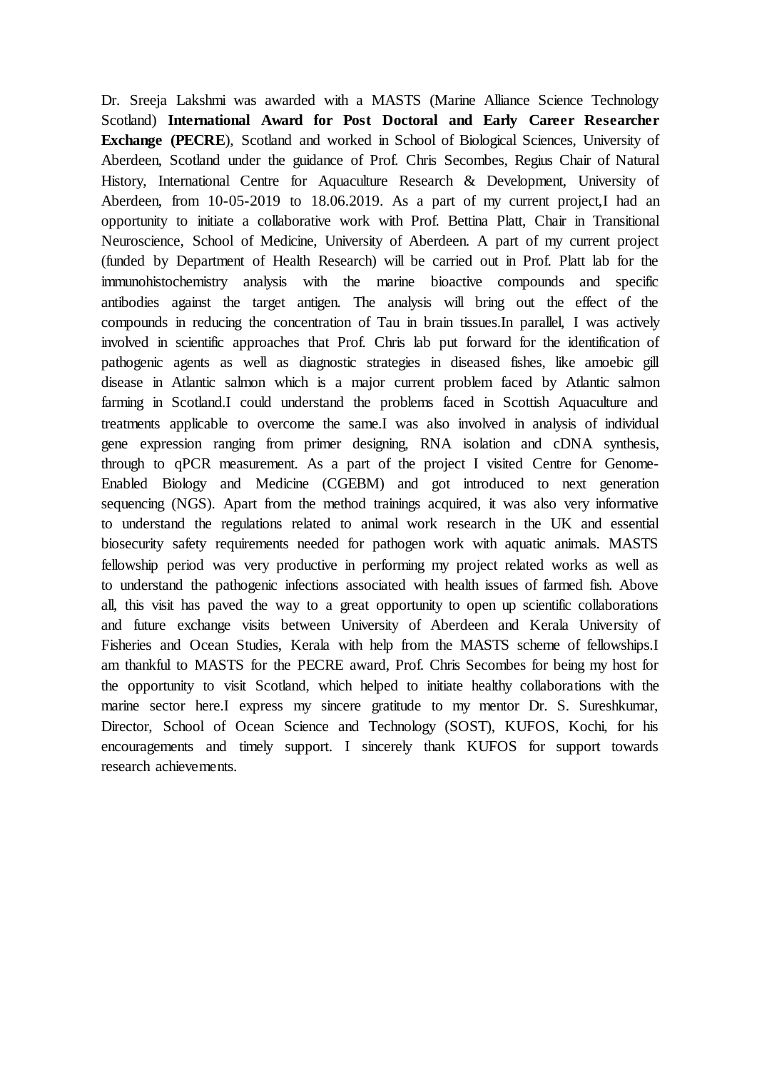Dr. Sreeja Lakshmi was awarded with a MASTS (Marine Alliance Science Technology Scotland) **International Award for Post Doctoral and Early Career Researcher Exchange (PECRE**), Scotland and worked in School of Biological Sciences, University of Aberdeen, Scotland under the guidance of Prof. Chris Secombes, Regius Chair of Natural History, International Centre for Aquaculture Research & Development, University of Aberdeen, from 10-05-2019 to 18.06.2019. As a part of my current project,I had an opportunity to initiate a collaborative work with Prof. Bettina Platt, Chair in Transitional Neuroscience, School of Medicine, University of Aberdeen. A part of my current project (funded by Department of Health Research) will be carried out in Prof. Platt lab for the immunohistochemistry analysis with the marine bioactive compounds and specific antibodies against the target antigen. The analysis will bring out the effect of the compounds in reducing the concentration of Tau in brain tissues.In parallel, I was actively involved in scientific approaches that Prof. Chris lab put forward for the identification of pathogenic agents as well as diagnostic strategies in diseased fishes, like amoebic gill disease in Atlantic salmon which is a major current problem faced by Atlantic salmon farming in Scotland.I could understand the problems faced in Scottish Aquaculture and treatments applicable to overcome the same.I was also involved in analysis of individual gene expression ranging from primer designing, RNA isolation and cDNA synthesis, through to qPCR measurement. As a part of the project I visited Centre for Genome-Enabled Biology and Medicine (CGEBM) and got introduced to next generation sequencing (NGS). Apart from the method trainings acquired, it was also very informative to understand the regulations related to animal work research in the UK and essential biosecurity safety requirements needed for pathogen work with aquatic animals. MASTS fellowship period was very productive in performing my project related works as well as to understand the pathogenic infections associated with health issues of farmed fish. Above all, this visit has paved the way to a great opportunity to open up scientific collaborations and future exchange visits between University of Aberdeen and Kerala University of Fisheries and Ocean Studies, Kerala with help from the MASTS scheme of fellowships.I am thankful to MASTS for the PECRE award, Prof. Chris Secombes for being my host for the opportunity to visit Scotland, which helped to initiate healthy collaborations with the marine sector here.I express my sincere gratitude to my mentor Dr. S. Sureshkumar, Director, School of Ocean Science and Technology (SOST), KUFOS, Kochi, for his encouragements and timely support. I sincerely thank KUFOS for support towards research achievements.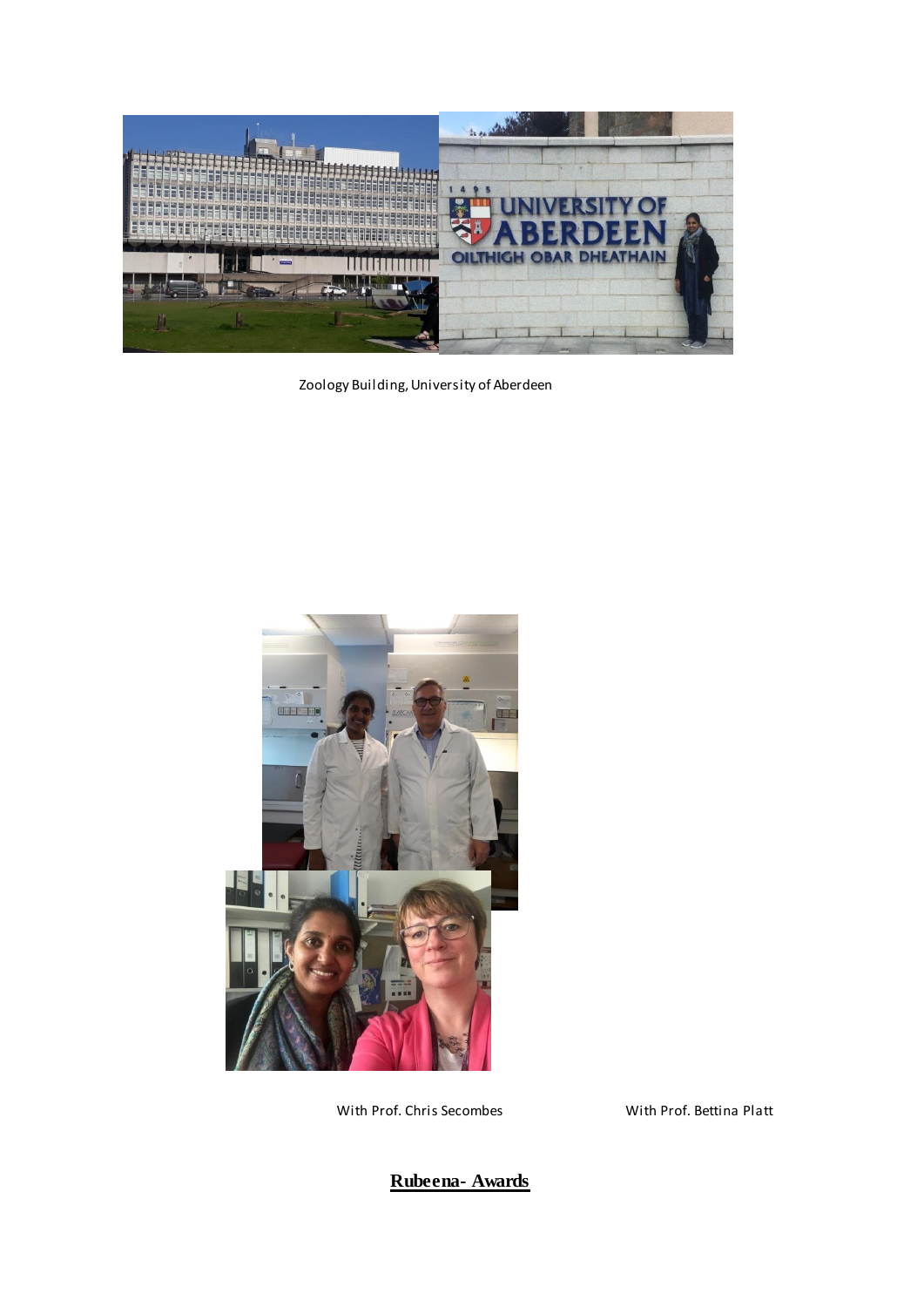Zoology Building, University of Aberdeen

With Prof. Chris Secombes

With Prof. Bettina Platt

## **Rubeena- Awards**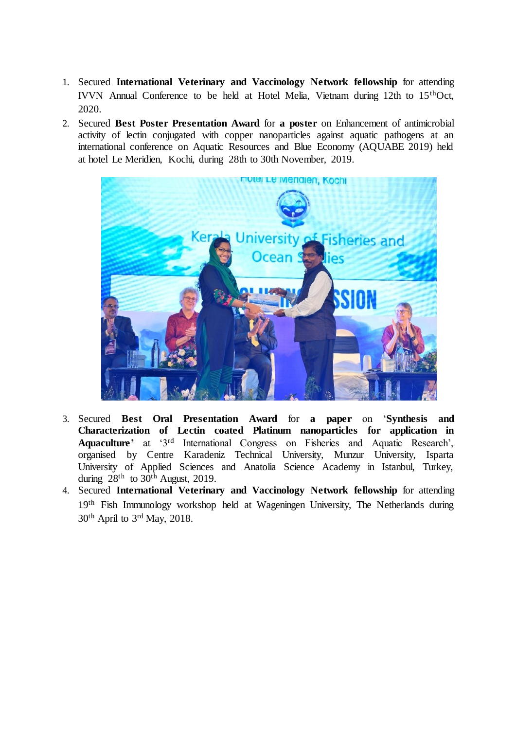1. Secured **International Veterinary and Vaccinology Network fellowship** for attending IVVN Annual Conference to be held at Hotel Melia, Vietnam during 12th to 15$^{th}$Oct, 2020.
2. Secured **Best Poster Presentation Award** for **a poster** on Enhancement of antimicrobial activity of lectin conjugated with copper nanoparticles against aquatic pathogens at an international conference on Aquatic Resources and Blue Economy (AQUABE 2019) held at hotel Le Meridien, Kochi, during 28th to 30th November, 2019.
3. Secured **Best Oral Presentation Award** for **a paper** on '**Synthesis and Characterization of Lectin coated Platinum nanoparticles for application in Aquaculture'** at '3$^{rd}$ International Congress on Fisheries and Aquatic Research', organised by Centre Karadeniz Technical University, Munzur University, Isparta University of Applied Sciences and Anatolia Science Academy in Istanbul, Turkey, during 28$^{th}$ to 30$^{th}$ August, 2019.
4. Secured **International Veterinary and Vaccinology Network fellowship** for attending 19$^{th}$ Fish Immunology workshop held at Wageningen University, The Netherlands during 30$^{th}$ April to 3$^{rd}$ May, 2018.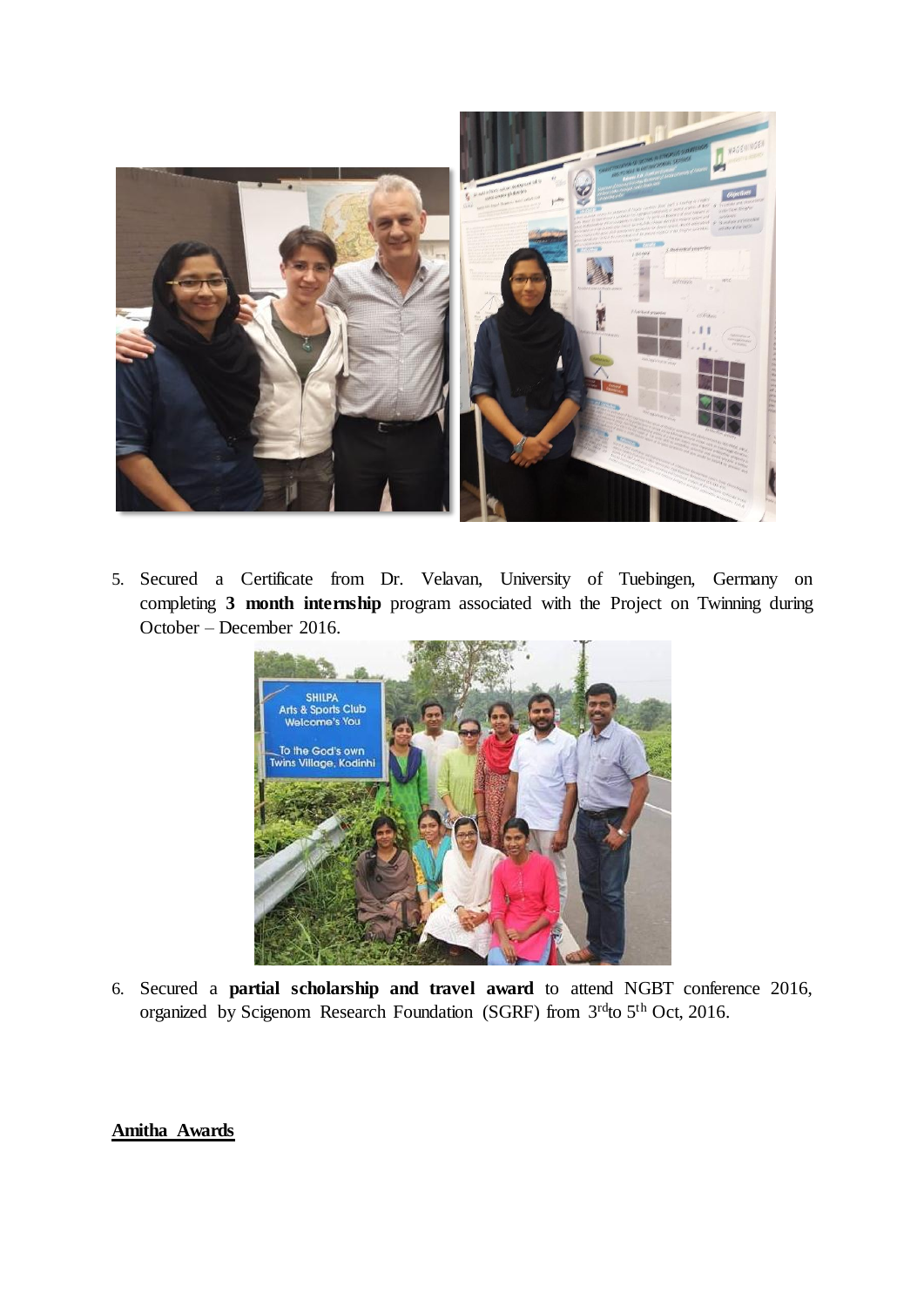5. Secured a Certificate from Dr. Velavan, University of Tuebingen, Germany on completing **3 month internship** program associated with the Project on Twinning during October – December 2016.

6. Secured a **partial scholarship and travel award** to attend NGBT conference 2016, organized by Scigenom Research Foundation (SGRF) from 3rd to 5th Oct, 2016.

**Amitha Awards**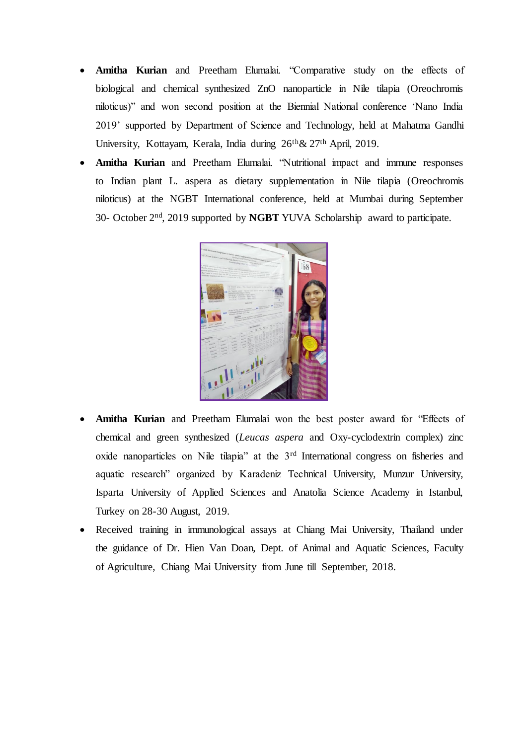- **Amitha Kurian** and Preetham Elumalai. "Comparative study on the effects of biological and chemical synthesized ZnO nanoparticle in Nile tilapia (Oreochromis niloticus)" and won second position at the Biennial National conference 'Nano India 2019' supported by Department of Science and Technology, held at Mahatma Gandhi University, Kottayam, Kerala, India during 26$^{th}$& 27$^{th}$ April, 2019.
- **Amitha Kurian** and Preetham Elumalai. "Nutritional impact and immune responses to Indian plant L. aspera as dietary supplementation in Nile tilapia (Oreochromis niloticus) at the NGBT International conference, held at Mumbai during September 30- October 2$^{nd}$, 2019 supported by **NGBT** YUVA Scholarship award to participate.

- **Amitha Kurian** and Preetham Elumalai won the best poster award for "Effects of chemical and green synthesized (*Leucas aspera* and Oxy-cyclodextrin complex) zinc oxide nanoparticles on Nile tilapia" at the 3$^{rd}$ International congress on fisheries and aquatic research" organized by Karadeniz Technical University, Munzur University, Isparta University of Applied Sciences and Anatolia Science Academy in Istanbul, Turkey on 28-30 August, 2019.
- Received training in immunological assays at Chiang Mai University, Thailand under the guidance of Dr. Hien Van Doan, Dept. of Animal and Aquatic Sciences, Faculty of Agriculture, Chiang Mai University from June till September, 2018.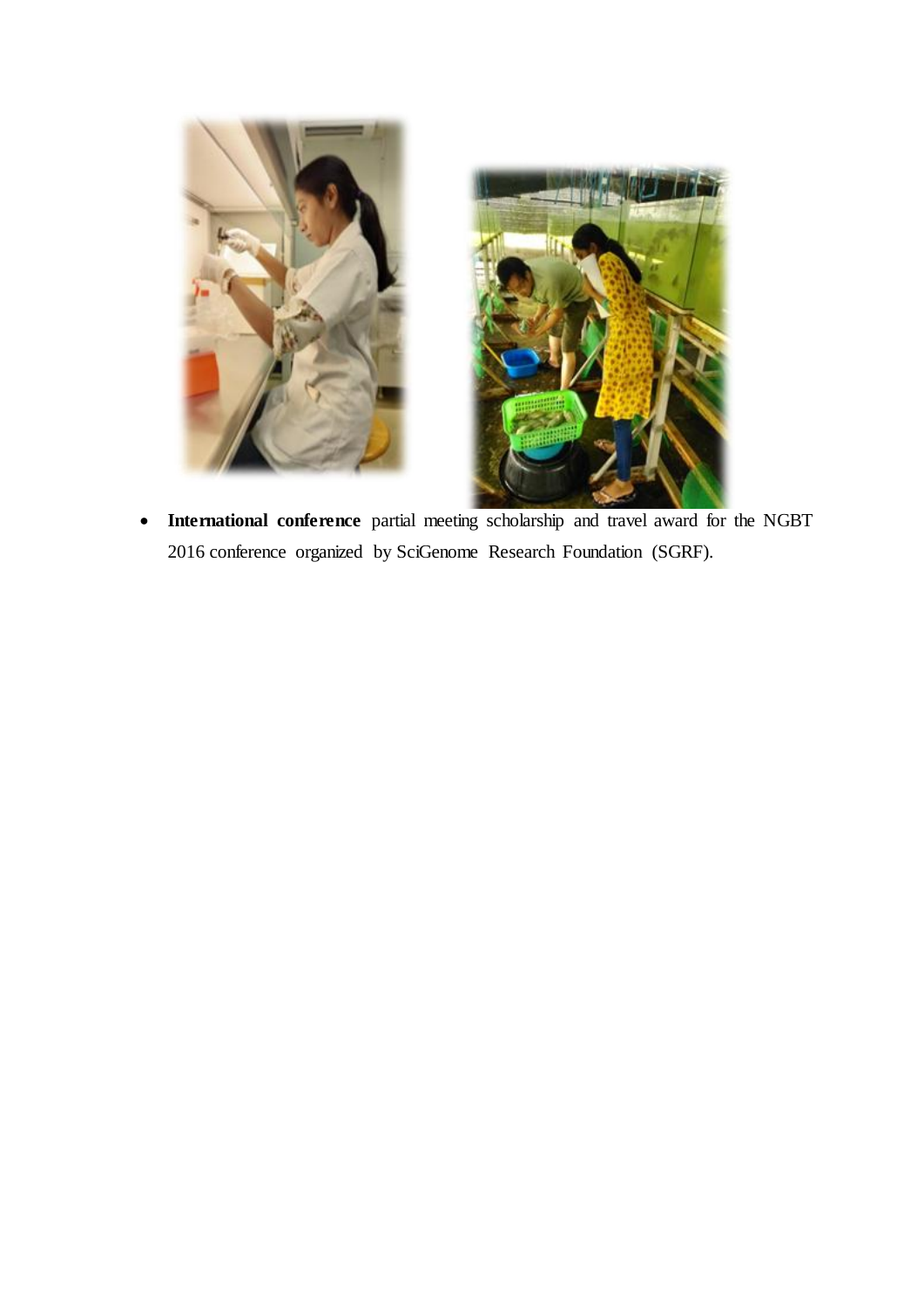- **International conference** partial meeting scholarship and travel award for the NGBT 2016 conference organized by SciGenome Research Foundation (SGRF).